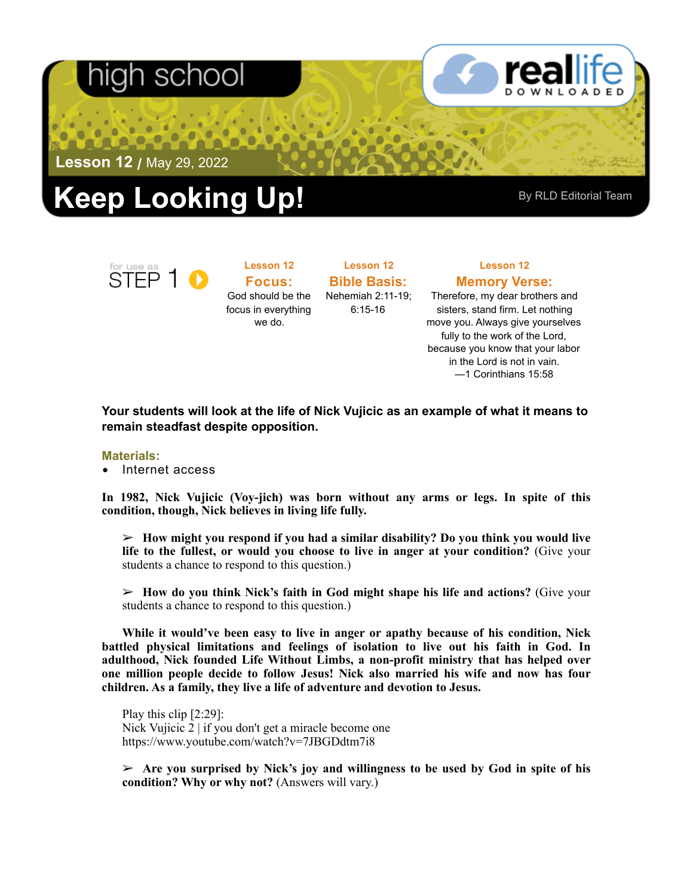high school

reallife DOWNLOADED

**Lesson 12** / May 29, 2022

# Keep Looking Up!

By RLD Editorial Team

for use as STEP 1

**Lesson 12**
## Focus:
God should be the focus in everything we do.

**Lesson 12**
## Bible Basis:
Nehemiah 2:11-19; 6:15-16

**Lesson 12**
## Memory Verse:
Therefore, my dear brothers and sisters, stand firm. Let nothing move you. Always give yourselves fully to the work of the Lord, because you know that your labor in the Lord is not in vain.
—1 Corinthians 15:58

**Your students will look at the life of Nick Vujicic as an example of what it means to remain steadfast despite opposition.**

**Materials:**
- Internet access

**In 1982, Nick Vujicic (Voy-jich) was born without any arms or legs. In spite of this condition, though, Nick believes in living life fully.**

> ➢ **How might you respond if you had a similar disability? Do you think you would live life to the fullest, or would you choose to live in anger at your condition?** (Give your students a chance to respond to this question.)

> ➢ **How do you think Nick's faith in God might shape his life and actions?** (Give your students a chance to respond to this question.)

**While it would've been easy to live in anger or apathy because of his condition, Nick battled physical limitations and feelings of isolation to live out his faith in God. In adulthood, Nick founded Life Without Limbs, a non-profit ministry that has helped over one million people decide to follow Jesus! Nick also married his wife and now has four children. As a family, they live a life of adventure and devotion to Jesus.**

Play this clip [2:29]:
Nick Vujicic 2 | if you don't get a miracle become one
https://www.youtube.com/watch?v=7JBGDdtm7i8

> ➢ **Are you surprised by Nick's joy and willingness to be used by God in spite of his condition? Why or why not?** (Answers will vary.)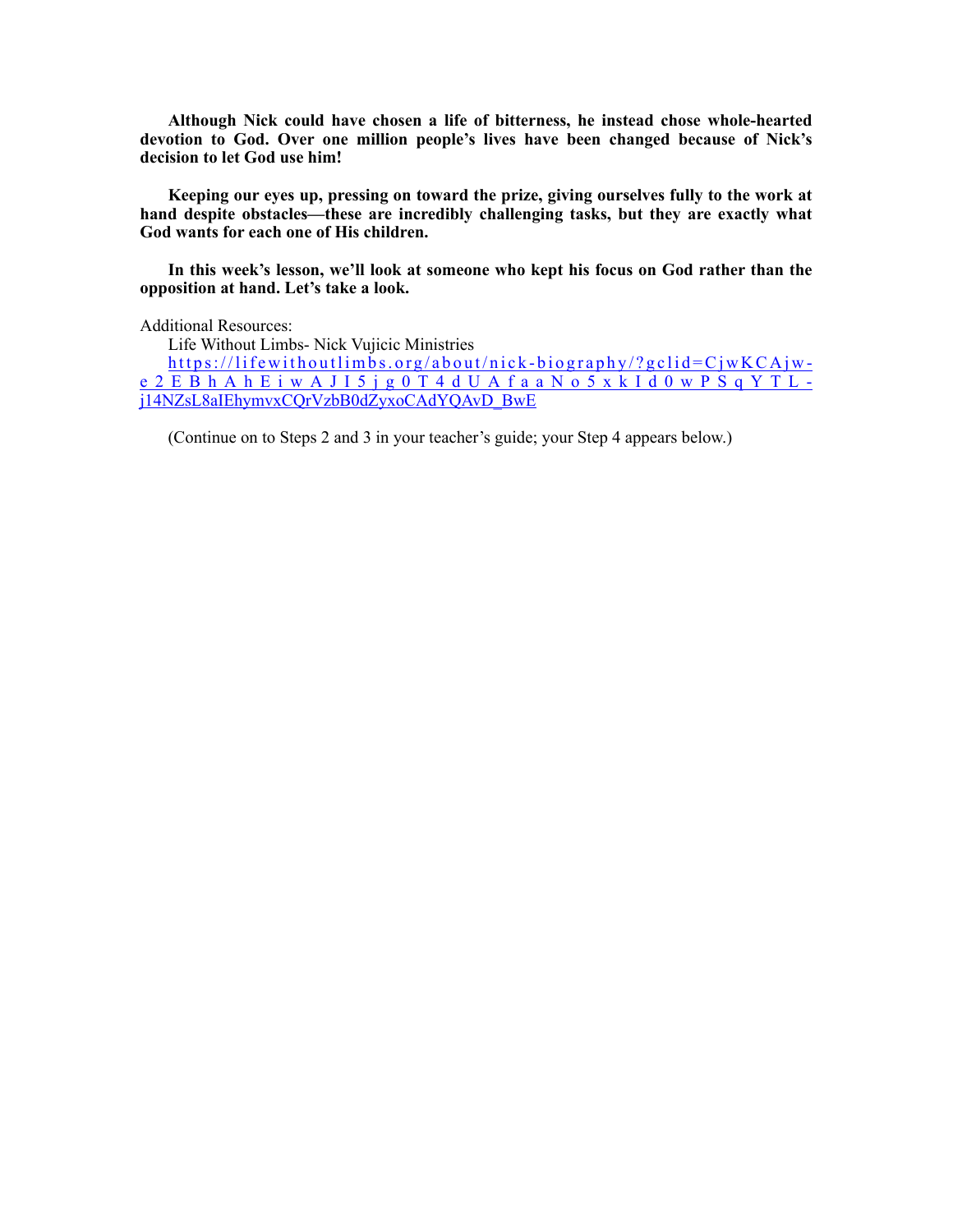**Although Nick could have chosen a life of bitterness, he instead chose whole-hearted devotion to God. Over one million people's lives have been changed because of Nick's decision to let God use him!**

**Keeping our eyes up, pressing on toward the prize, giving ourselves fully to the work at hand despite obstacles—these are incredibly challenging tasks, but they are exactly what God wants for each one of His children.**

**In this week's lesson, we'll look at someone who kept his focus on God rather than the opposition at hand. Let's take a look.**

Additional Resources:

Life Without Limbs- Nick Vujicic Ministries

https://lifewithoutlimbs.org/about/nick-biography/?gclid=CjwKCAjw-e2EBhAhEiwAJI5jg0T4dUAfaaNo5xkId0wPSqYTL-j14NZsL8aIEhymvxCQrVzbB0dZyxoCAdYQAvD_BwE

(Continue on to Steps 2 and 3 in your teacher's guide; your Step 4 appears below.)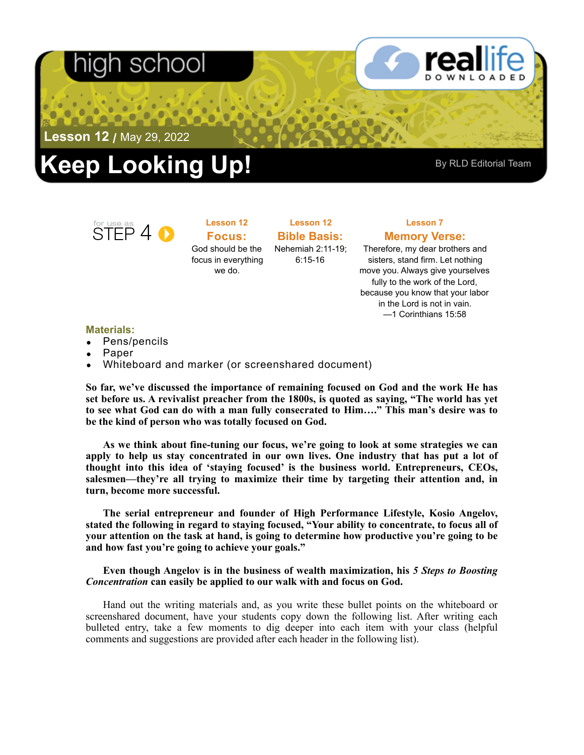high school

**Lesson 12** / May 29, 2022

# Keep Looking Up!

By RLD Editorial Team

for use as STEP 4

**Lesson 12**
**Focus:**
God should be the focus in everything we do.

**Lesson 12**
**Bible Basis:**
Nehemiah 2:11-19; 6:15-16

**Lesson 7**
**Memory Verse:**
Therefore, my dear brothers and sisters, stand firm. Let nothing move you. Always give yourselves fully to the work of the Lord, because you know that your labor in the Lord is not in vain.
—1 Corinthians 15:58

**Materials:**

- Pens/pencils
- Paper
- Whiteboard and marker (or screenshared document)

**So far, we've discussed the importance of remaining focused on God and the work He has set before us. A revivalist preacher from the 1800s, is quoted as saying, "The world has yet to see what God can do with a man fully consecrated to Him…." This man's desire was to be the kind of person who was totally focused on God.**

**As we think about fine-tuning our focus, we're going to look at some strategies we can apply to help us stay concentrated in our own lives. One industry that has put a lot of thought into this idea of 'staying focused' is the business world. Entrepreneurs, CEOs, salesmen—they're all trying to maximize their time by targeting their attention and, in turn, become more successful.**

**The serial entrepreneur and founder of High Performance Lifestyle, Kosio Angelov, stated the following in regard to staying focused, "Your ability to concentrate, to focus all of your attention on the task at hand, is going to determine how productive you're going to be and how fast you're going to achieve your goals."**

**Even though Angelov is in the business of wealth maximization, his *5 Steps to Boosting Concentration* can easily be applied to our walk with and focus on God.**

Hand out the writing materials and, as you write these bullet points on the whiteboard or screenshared document, have your students copy down the following list. After writing each bulleted entry, take a few moments to dig deeper into each item with your class (helpful comments and suggestions are provided after each header in the following list).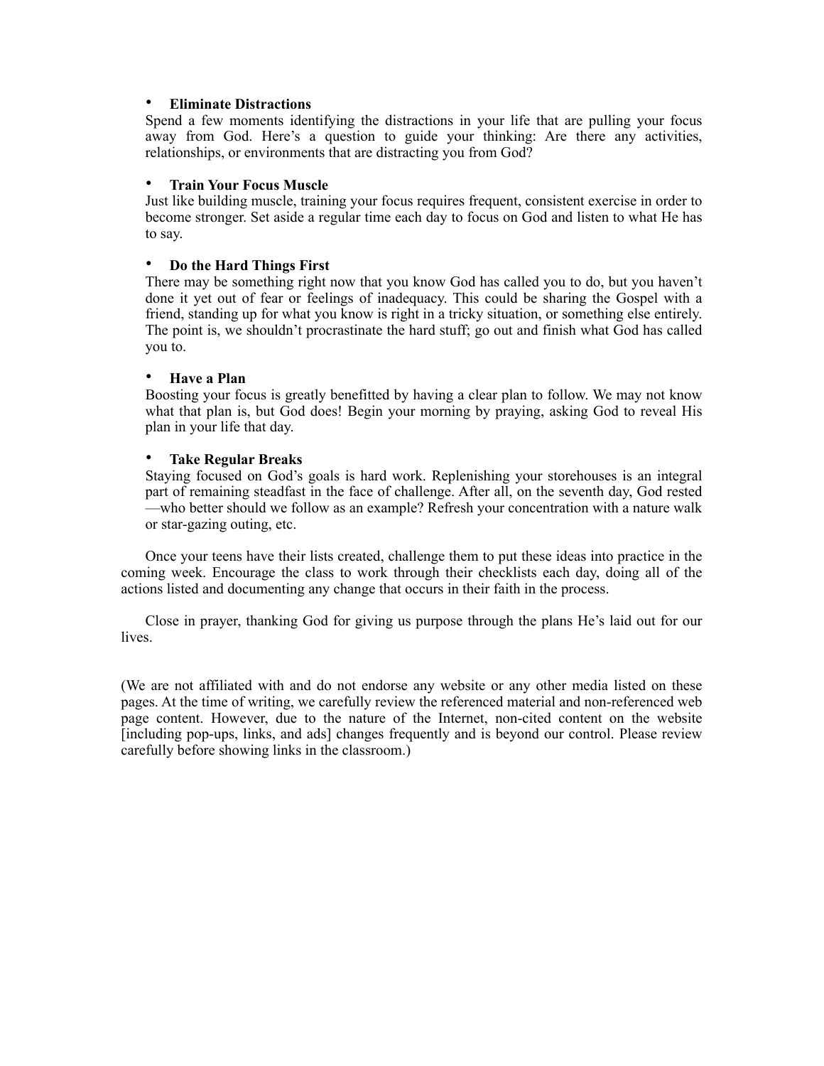- **Eliminate Distractions**
  Spend a few moments identifying the distractions in your life that are pulling your focus away from God. Here's a question to guide your thinking: Are there any activities, relationships, or environments that are distracting you from God?

- **Train Your Focus Muscle**
  Just like building muscle, training your focus requires frequent, consistent exercise in order to become stronger. Set aside a regular time each day to focus on God and listen to what He has to say.

- **Do the Hard Things First**
  There may be something right now that you know God has called you to do, but you haven't done it yet out of fear or feelings of inadequacy. This could be sharing the Gospel with a friend, standing up for what you know is right in a tricky situation, or something else entirely. The point is, we shouldn't procrastinate the hard stuff; go out and finish what God has called you to.

- **Have a Plan**
  Boosting your focus is greatly benefitted by having a clear plan to follow. We may not know what that plan is, but God does! Begin your morning by praying, asking God to reveal His plan in your life that day.

- **Take Regular Breaks**
  Staying focused on God's goals is hard work. Replenishing your storehouses is an integral part of remaining steadfast in the face of challenge. After all, on the seventh day, God rested—who better should we follow as an example? Refresh your concentration with a nature walk or star-gazing outing, etc.

Once your teens have their lists created, challenge them to put these ideas into practice in the coming week. Encourage the class to work through their checklists each day, doing all of the actions listed and documenting any change that occurs in their faith in the process.

Close in prayer, thanking God for giving us purpose through the plans He's laid out for our lives.

(We are not affiliated with and do not endorse any website or any other media listed on these pages. At the time of writing, we carefully review the referenced material and non-referenced web page content. However, due to the nature of the Internet, non-cited content on the website [including pop-ups, links, and ads] changes frequently and is beyond our control. Please review carefully before showing links in the classroom.)